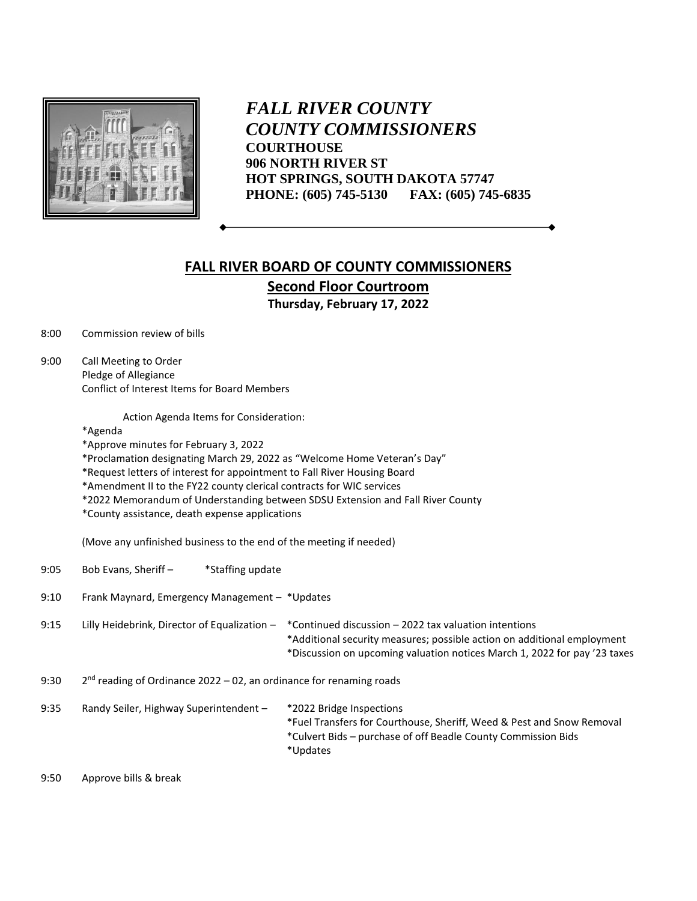*FALL RIVER COUNTY*
*COUNTY COMMISSIONERS*
**COURTHOUSE**
**906 NORTH RIVER ST**
**HOT SPRINGS, SOUTH DAKOTA 57747**
**PHONE: (605) 745-5130 FAX: (605) 745-6835**

## FALL RIVER BOARD OF COUNTY COMMISSIONERS

### Second Floor Courtroom

**Thursday, February 17, 2022**

8:00 Commission review of bills

9:00 Call Meeting to Order
Pledge of Allegiance
Conflict of Interest Items for Board Members

Action Agenda Items for Consideration:

*Agenda
*Approve minutes for February 3, 2022
*Proclamation designating March 29, 2022 as "Welcome Home Veteran's Day"
*Request letters of interest for appointment to Fall River Housing Board
*Amendment II to the FY22 county clerical contracts for WIC services
*2022 Memorandum of Understanding between SDSU Extension and Fall River County
*County assistance, death expense applications

(Move any unfinished business to the end of the meeting if needed)

9:05 Bob Evans, Sheriff – *Staffing update

9:10 Frank Maynard, Emergency Management – *Updates

9:15 Lilly Heidebrink, Director of Equalization – *Continued discussion – 2022 tax valuation intentions
*Additional security measures; possible action on additional employment
*Discussion on upcoming valuation notices March 1, 2022 for pay '23 taxes

9:30 2nd reading of Ordinance 2022 – 02, an ordinance for renaming roads

9:35 Randy Seiler, Highway Superintendent – *2022 Bridge Inspections
*Fuel Transfers for Courthouse, Sheriff, Weed & Pest and Snow Removal
*Culvert Bids – purchase of off Beadle County Commission Bids
*Updates

9:50 Approve bills & break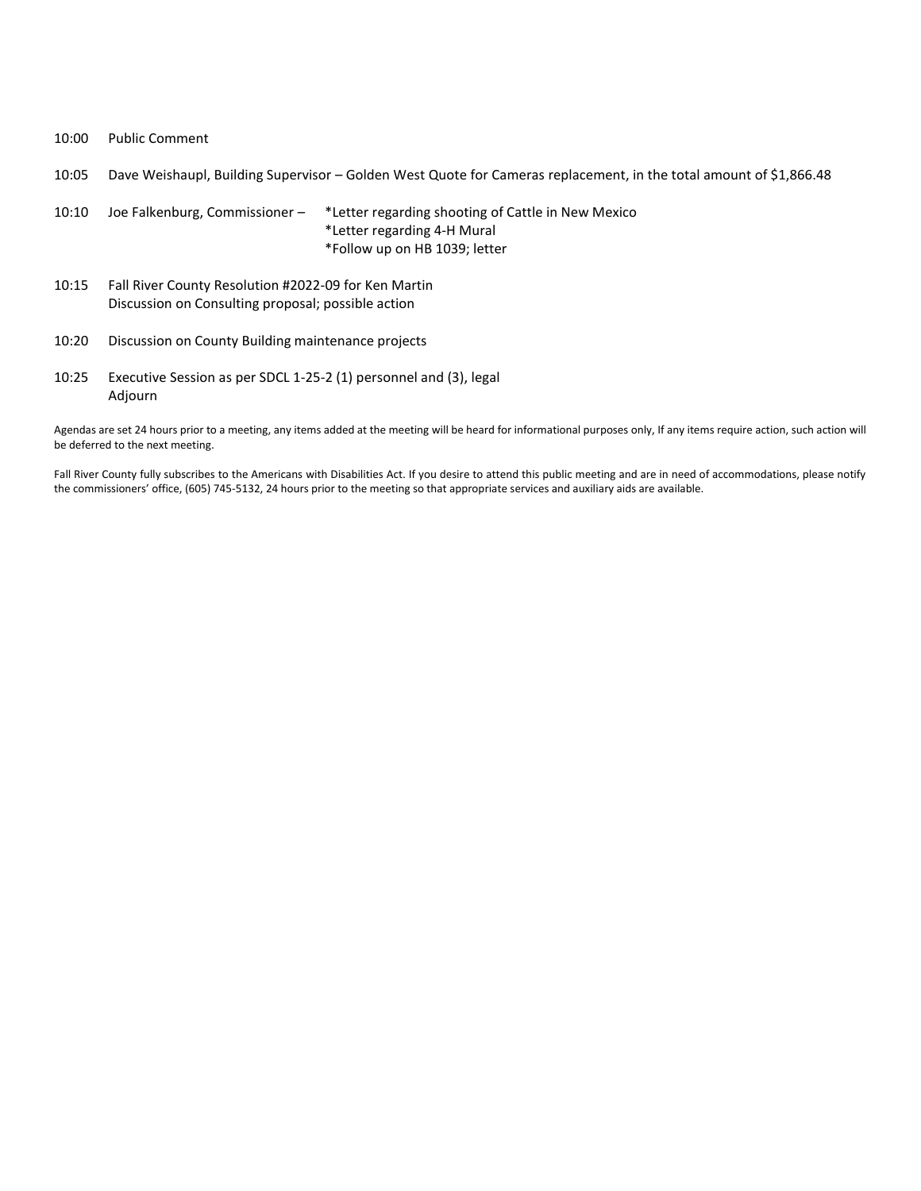10:00 Public Comment

10:05 Dave Weishaupl, Building Supervisor – Golden West Quote for Cameras replacement, in the total amount of $1,866.48

10:10 Joe Falkenburg, Commissioner – *Letter regarding shooting of Cattle in New Mexico
*Letter regarding 4-H Mural
*Follow up on HB 1039; letter

10:15 Fall River County Resolution #2022-09 for Ken Martin
Discussion on Consulting proposal; possible action

10:20 Discussion on County Building maintenance projects

10:25 Executive Session as per SDCL 1-25-2 (1) personnel and (3), legal
Adjourn

Agendas are set 24 hours prior to a meeting, any items added at the meeting will be heard for informational purposes only, If any items require action, such action will be deferred to the next meeting.

Fall River County fully subscribes to the Americans with Disabilities Act. If you desire to attend this public meeting and are in need of accommodations, please notify the commissioners' office, (605) 745-5132, 24 hours prior to the meeting so that appropriate services and auxiliary aids are available.